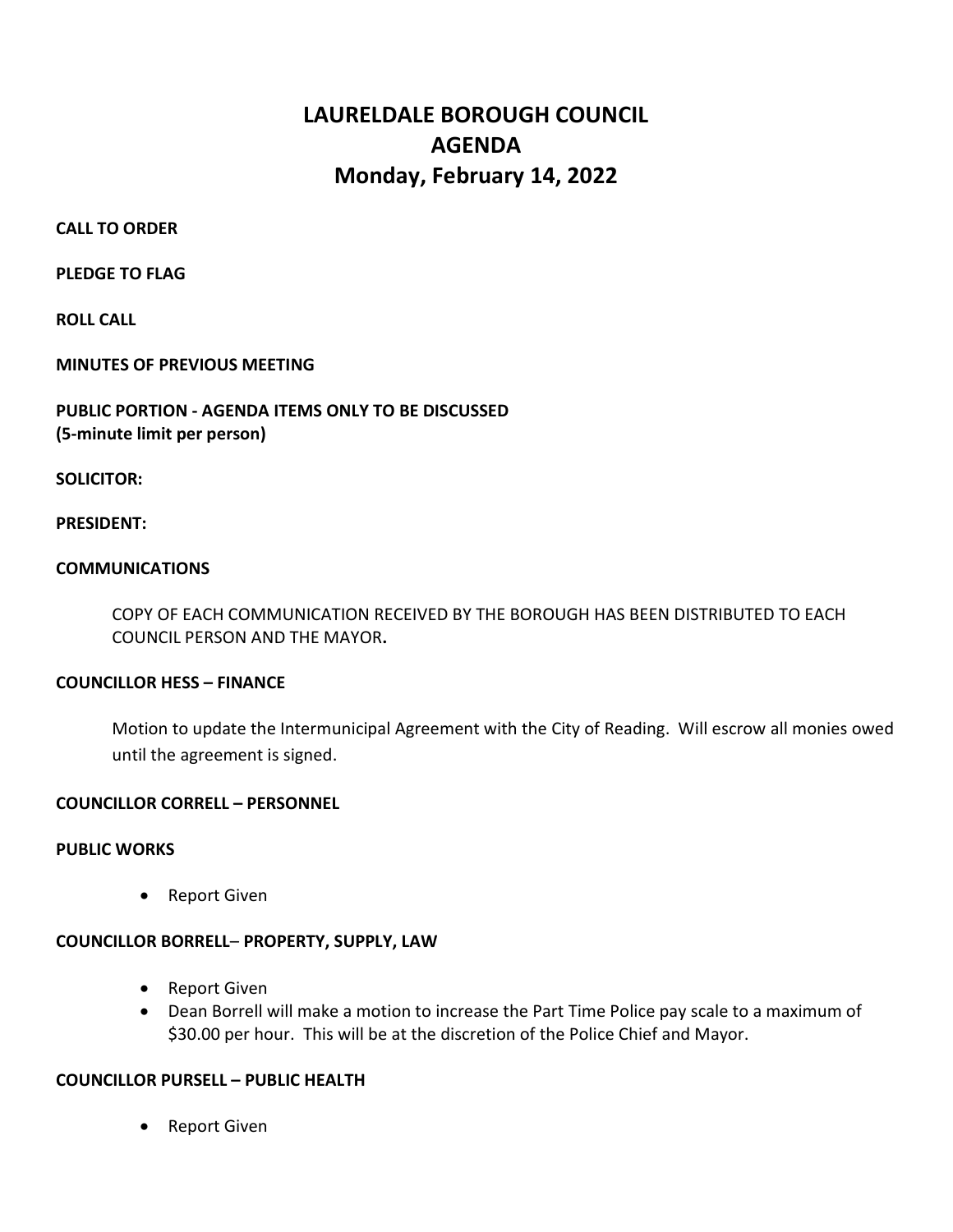# LAURELDALE BOROUGH COUNCIL
# AGENDA
# Monday, February 14, 2022

**CALL TO ORDER**

**PLEDGE TO FLAG**

**ROLL CALL**

**MINUTES OF PREVIOUS MEETING**

**PUBLIC PORTION - AGENDA ITEMS ONLY TO BE DISCUSSED**
**(5-minute limit per person)**

**SOLICITOR:**

**PRESIDENT:**

**COMMUNICATIONS**

COPY OF EACH COMMUNICATION RECEIVED BY THE BOROUGH HAS BEEN DISTRIBUTED TO EACH COUNCIL PERSON AND THE MAYOR**.**

**COUNCILLOR HESS – FINANCE**

Motion to update the Intermunicipal Agreement with the City of Reading. Will escrow all monies owed until the agreement is signed.

**COUNCILLOR CORRELL – PERSONNEL**

**PUBLIC WORKS**

- Report Given

**COUNCILLOR BORRELL– PROPERTY, SUPPLY, LAW**

- Report Given
- Dean Borrell will make a motion to increase the Part Time Police pay scale to a maximum of $30.00 per hour. This will be at the discretion of the Police Chief and Mayor.

**COUNCILLOR PURSELL – PUBLIC HEALTH**

- Report Given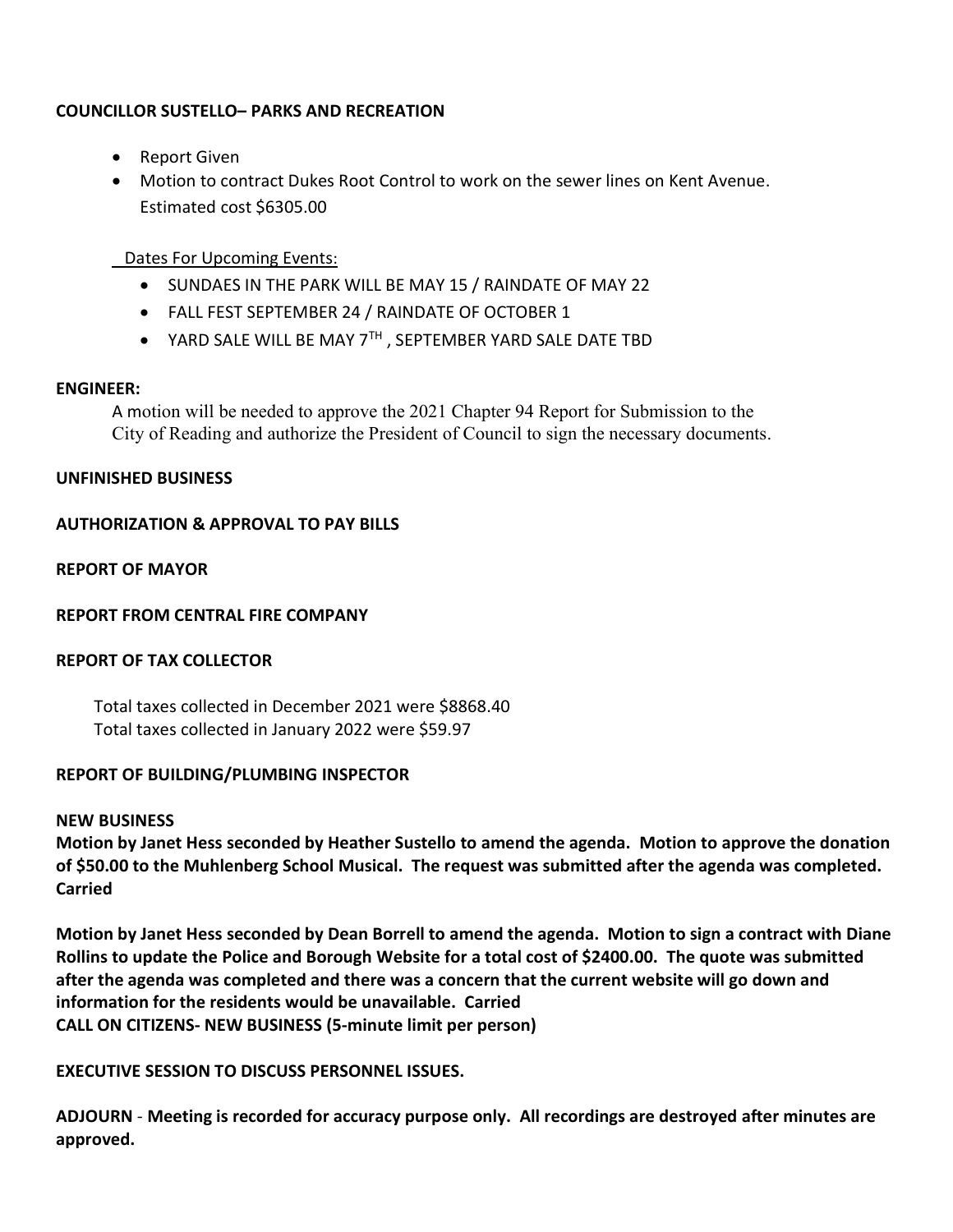**COUNCILLOR SUSTELLO– PARKS AND RECREATION**

- Report Given
- Motion to contract Dukes Root Control to work on the sewer lines on Kent Avenue. Estimated cost $6305.00

Dates For Upcoming Events:

- SUNDAES IN THE PARK WILL BE MAY 15 / RAINDATE OF MAY 22
- FALL FEST SEPTEMBER 24 / RAINDATE OF OCTOBER 1
- YARD SALE WILL BE MAY 7TH , SEPTEMBER YARD SALE DATE TBD

**ENGINEER:**

A motion will be needed to approve the 2021 Chapter 94 Report for Submission to the City of Reading and authorize the President of Council to sign the necessary documents.

**UNFINISHED BUSINESS**

**AUTHORIZATION & APPROVAL TO PAY BILLS**

**REPORT OF MAYOR**

**REPORT FROM CENTRAL FIRE COMPANY**

**REPORT OF TAX COLLECTOR**

Total taxes collected in December 2021 were $8868.40
Total taxes collected in January 2022 were $59.97

**REPORT OF BUILDING/PLUMBING INSPECTOR**

**NEW BUSINESS**

**Motion by Janet Hess seconded by Heather Sustello to amend the agenda. Motion to approve the donation of $50.00 to the Muhlenberg School Musical. The request was submitted after the agenda was completed. Carried**

**Motion by Janet Hess seconded by Dean Borrell to amend the agenda. Motion to sign a contract with Diane Rollins to update the Police and Borough Website for a total cost of $2400.00. The quote was submitted after the agenda was completed and there was a concern that the current website will go down and information for the residents would be unavailable. Carried**

**CALL ON CITIZENS- NEW BUSINESS (5-minute limit per person)**

**EXECUTIVE SESSION TO DISCUSS PERSONNEL ISSUES.**

**ADJOURN** - **Meeting is recorded for accuracy purpose only. All recordings are destroyed after minutes are approved.**